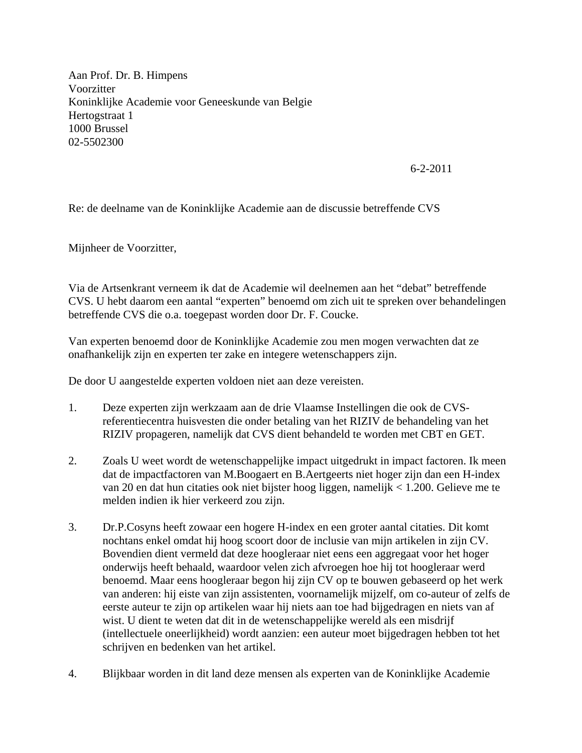Aan Prof. Dr. B. Himpens
Voorzitter
Koninklijke Academie voor Geneeskunde van Belgie
Hertogstraat 1
1000 Brussel
02-5502300

6-2-2011

Re: de deelname van de Koninklijke Academie aan de discussie betreffende CVS

Mijnheer de Voorzitter,

Via de Artsenkrant verneem ik dat de Academie wil deelnemen aan het "debat" betreffende CVS. U hebt daarom een aantal "experten" benoemd om zich uit te spreken over behandelingen betreffende CVS die o.a. toegepast worden door Dr. F. Coucke.

Van experten benoemd door de Koninklijke Academie zou men mogen verwachten dat ze onafhankelijk zijn en experten ter zake en integere wetenschappers zijn.

De door U aangestelde experten voldoen niet aan deze vereisten.

1. Deze experten zijn werkzaam aan de drie Vlaamse Instellingen die ook de CVS-referentiecentra huisvesten die onder betaling van het RIZIV de behandeling van het RIZIV propageren, namelijk dat CVS dient behandeld te worden met CBT en GET.

2. Zoals U weet wordt de wetenschappelijke impact uitgedrukt in impact factoren. Ik meen dat de impactfactoren van M.Boogaert en B.Aertgeerts niet hoger zijn dan een H-index van 20 en dat hun citaties ook niet bijster hoog liggen, namelijk < 1.200. Gelieve me te melden indien ik hier verkeerd zou zijn.

3. Dr.P.Cosyns heeft zowaar een hogere H-index en een groter aantal citaties. Dit komt nochtans enkel omdat hij hoog scoort door de inclusie van mijn artikelen in zijn CV. Bovendien dient vermeld dat deze hoogleraar niet eens een aggregaat voor het hoger onderwijs heeft behaald, waardoor velen zich afvroegen hoe hij tot hoogleraar werd benoemd. Maar eens hoogleraar begon hij zijn CV op te bouwen gebaseerd op het werk van anderen: hij eiste van zijn assistenten, voornamelijk mijzelf, om co-auteur of zelfs de eerste auteur te zijn op artikelen waar hij niets aan toe had bijgedragen en niets van af wist. U dient te weten dat dit in de wetenschappelijke wereld als een misdrijf (intellectuele oneerlijkheid) wordt aanzien: een auteur moet bijgedragen hebben tot het schrijven en bedenken van het artikel.

4. Blijkbaar worden in dit land deze mensen als experten van de Koninklijke Academie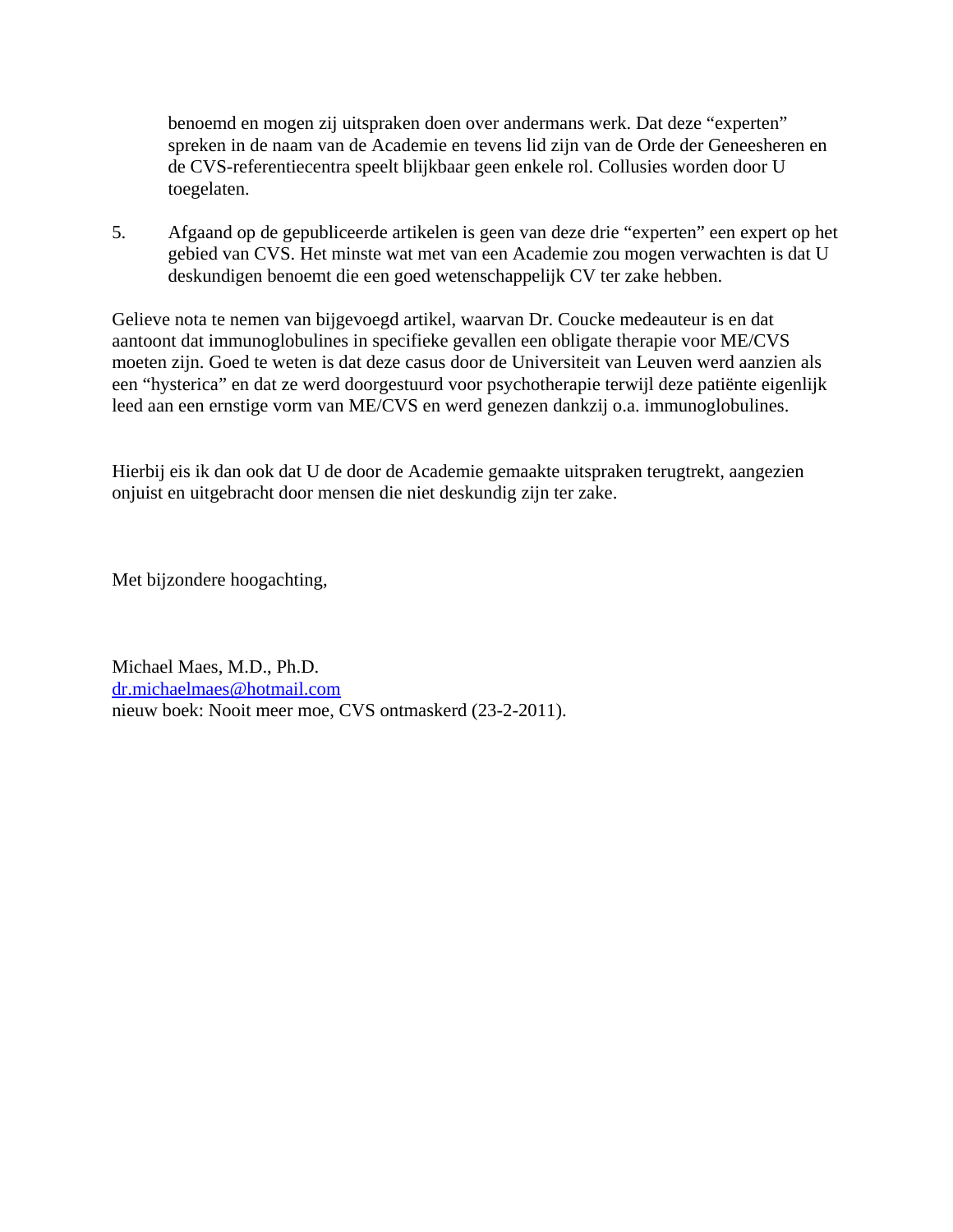benoemd en mogen zij uitspraken doen over andermans werk. Dat deze "experten" spreken in de naam van de Academie en tevens lid zijn van de Orde der Geneesheren en de CVS-referentiecentra speelt blijkbaar geen enkele rol. Collusies worden door U toegelaten.

5. Afgaand op de gepubliceerde artikelen is geen van deze drie "experten" een expert op het gebied van CVS. Het minste wat met van een Academie zou mogen verwachten is dat U deskundigen benoemt die een goed wetenschappelijk CV ter zake hebben.

Gelieve nota te nemen van bijgevoegd artikel, waarvan Dr. Coucke medeauteur is en dat aantoont dat immunoglobulines in specifieke gevallen een obligate therapie voor ME/CVS moeten zijn. Goed te weten is dat deze casus door de Universiteit van Leuven werd aanzien als een "hysterica" en dat ze werd doorgestuurd voor psychotherapie terwijl deze patiënte eigenlijk leed aan een ernstige vorm van ME/CVS en werd genezen dankzij o.a. immunoglobulines.

Hierbij eis ik dan ook dat U de door de Academie gemaakte uitspraken terugtrekt, aangezien onjuist en uitgebracht door mensen die niet deskundig zijn ter zake.

Met bijzondere hoogachting,

Michael Maes, M.D., Ph.D.
dr.michaelmaes@hotmail.com
nieuw boek: Nooit meer moe, CVS ontmaskerd (23-2-2011).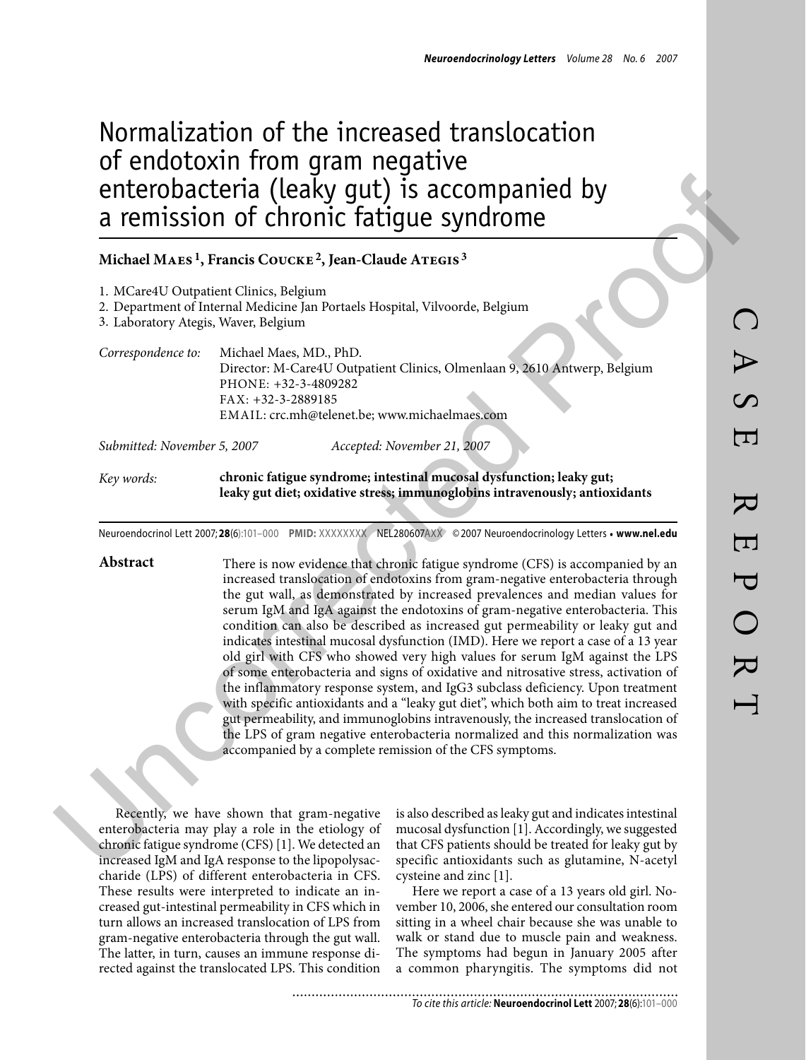# Normalization of the increased translocation of endotoxin from gram negative enterobacteria (leaky gut) is accompanied by a remission of chronic fatigue syndrome

**Michael Maes [1], Francis Coucke [2], Jean-Claude Ategis [3]**

1. MCare4U Outpatient Clinics, Belgium
2. Department of Internal Medicine Jan Portaels Hospital, Vilvoorde, Belgium
3. Laboratory Ategis, Waver, Belgium

*Correspondence to:* Michael Maes, MD., PhD.
Director: M-Care4U Outpatient Clinics, Olmenlaan 9, 2610 Antwerp, Belgium
PHONE: +32-3-4809282
FAX: +32-3-2889185
EMAIL: crc.mh@telenet.be; www.michaelmaes.com

*Submitted: November 5, 2007* *Accepted: November 21, 2007*

*Key words:* **chronic fatigue syndrome; intestinal mucosal dysfunction; leaky gut; leaky gut diet; oxidative stress; immunoglobins intravenously; antioxidants**

Neuroendocrinol Lett 2007; **28**(6):101–000 **PMID:** XXXXXXXX NEL280607AXX ©2007 Neuroendocrinology Letters • **www.nel.edu**

## Abstract

There is now evidence that chronic fatigue syndrome (CFS) is accompanied by an increased translocation of endotoxins from gram-negative enterobacteria through the gut wall, as demonstrated by increased prevalences and median values for serum IgM and IgA against the endotoxins of gram-negative enterobacteria. This condition can also be described as increased gut permeability or leaky gut and indicates intestinal mucosal dysfunction (IMD). Here we report a case of a 13 year old girl with CFS who showed very high values for serum IgM against the LPS of some enterobacteria and signs of oxidative and nitrosative stress, activation of the inflammatory response system, and IgG3 subclass deficiency. Upon treatment with specific antioxidants and a "leaky gut diet", which both aim to treat increased gut permeability, and immunoglobins intravenously, the increased translocation of the LPS of gram negative enterobacteria normalized and this normalization was accompanied by a complete remission of the CFS symptoms.

Recently, we have shown that gram-negative enterobacteria may play a role in the etiology of chronic fatigue syndrome (CFS) [1]. We detected an increased IgM and IgA response to the lipopolysaccharide (LPS) of different enterobacteria in CFS. These results were interpreted to indicate an increased gut-intestinal permeability in CFS which in turn allows an increased translocation of LPS from gram-negative enterobacteria through the gut wall. The latter, in turn, causes an immune response directed against the translocated LPS. This condition is also described as leaky gut and indicates intestinal mucosal dysfunction [1]. Accordingly, we suggested that CFS patients should be treated for leaky gut by specific antioxidants such as glutamine, N-acetyl cysteine and zinc [1].

Here we report a case of a 13 years old girl. November 10, 2006, she entered our consultation room sitting in a wheel chair because she was unable to walk or stand due to muscle pain and weakness. The symptoms had begun in January 2005 after a common pharyngitis. The symptoms did not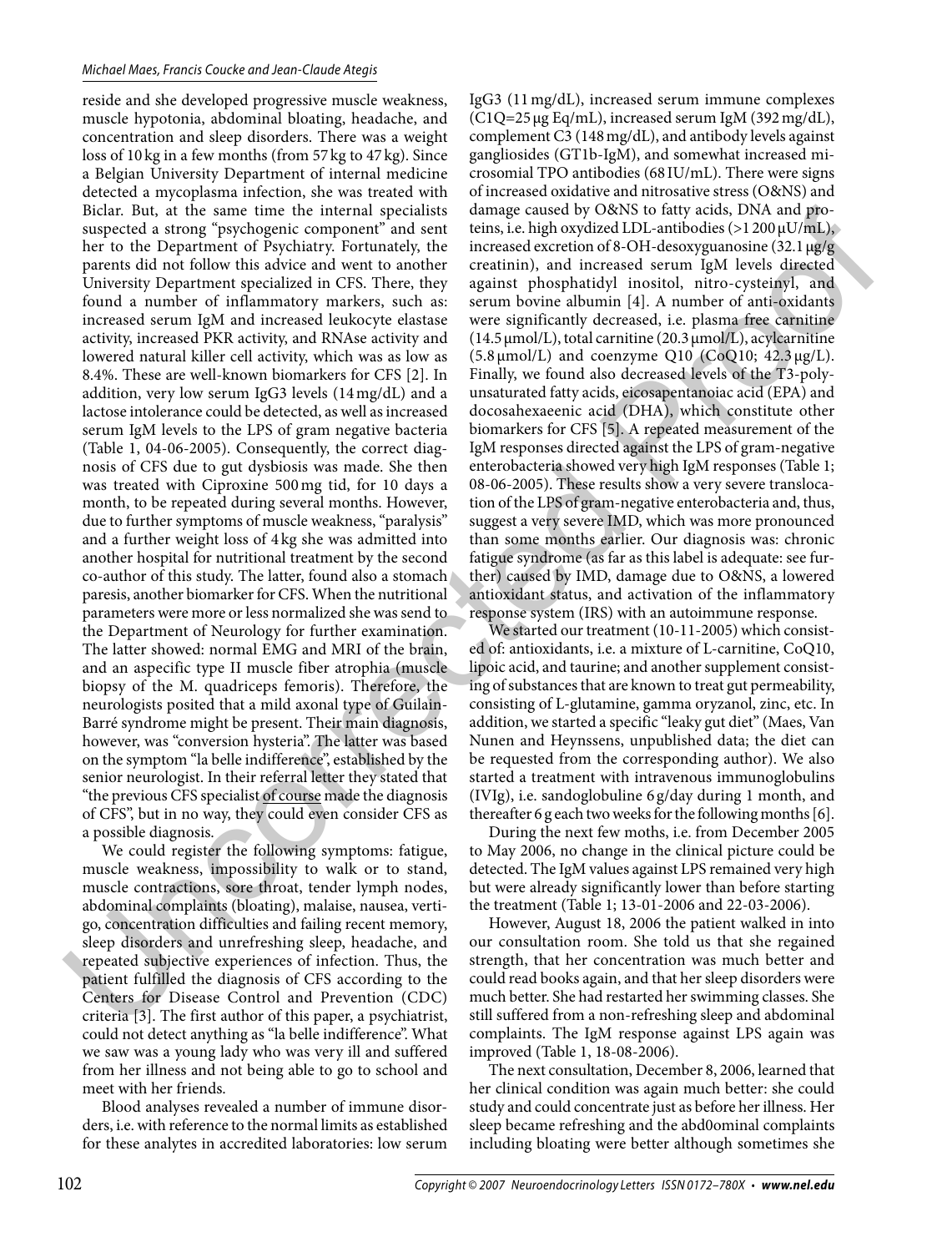reside and she developed progressive muscle weakness, muscle hypotonia, abdominal bloating, headache, and concentration and sleep disorders. There was a weight loss of 10 kg in a few months (from 57 kg to 47 kg). Since a Belgian University Department of internal medicine detected a mycoplasma infection, she was treated with Biclar. But, at the same time the internal specialists suspected a strong "psychogenic component" and sent her to the Department of Psychiatry. Fortunately, the parents did not follow this advice and went to another University Department specialized in CFS. There, they found a number of inflammatory markers, such as: increased serum IgM and increased leukocyte elastase activity, increased PKR activity, and RNAse activity and lowered natural killer cell activity, which was as low as 8.4%. These are well-known biomarkers for CFS [2]. In addition, very low serum IgG3 levels (14 mg/dL) and a lactose intolerance could be detected, as well as increased serum IgM levels to the LPS of gram negative bacteria (Table 1, 04-06-2005). Consequently, the correct diagnosis of CFS due to gut dysbiosis was made. She then was treated with Ciproxine 500 mg tid, for 10 days a month, to be repeated during several months. However, due to further symptoms of muscle weakness, "paralysis" and a further weight loss of 4 kg she was admitted into another hospital for nutritional treatment by the second co-author of this study. The latter, found also a stomach paresis, another biomarker for CFS. When the nutritional parameters were more or less normalized she was send to the Department of Neurology for further examination. The latter showed: normal EMG and MRI of the brain, and an aspecific type II muscle fiber atrophia (muscle biopsy of the M. quadriceps femoris). Therefore, the neurologists posited that a mild axonal type of Guilain-Barré syndrome might be present. Their main diagnosis, however, was "conversion hysteria". The latter was based on the symptom "la belle indifference", established by the senior neurologist. In their referral letter they stated that "the previous CFS specialist of course made the diagnosis of CFS", but in no way, they could even consider CFS as a possible diagnosis.

We could register the following symptoms: fatigue, muscle weakness, impossibility to walk or to stand, muscle contractions, sore throat, tender lymph nodes, abdominal complaints (bloating), malaise, nausea, vertigo, concentration difficulties and failing recent memory, sleep disorders and unrefreshing sleep, headache, and repeated subjective experiences of infection. Thus, the patient fulfilled the diagnosis of CFS according to the Centers for Disease Control and Prevention (CDC) criteria [3]. The first author of this paper, a psychiatrist, could not detect anything as "la belle indifference". What we saw was a young lady who was very ill and suffered from her illness and not being able to go to school and meet with her friends.

Blood analyses revealed a number of immune disorders, i.e. with reference to the normal limits as established for these analytes in accredited laboratories: low serum IgG3 (11 mg/dL), increased serum immune complexes (C1Q=25 μg Eq/mL), increased serum IgM (392 mg/dL), complement C3 (148 mg/dL), and antibody levels against gangliosides (GT1b-IgM), and somewhat increased microsomial TPO antibodies (68 IU/mL). There were signs of increased oxidative and nitrosative stress (O&NS) and damage caused by O&NS to fatty acids, DNA and proteins, i.e. high oxydized LDL-antibodies (>1 200 μU/mL), increased excretion of 8-OH-desoxyguanosine (32.1 μg/g creatinin), and increased serum IgM levels directed against phosphatidyl inositol, nitro-cysteinyl, and serum bovine albumin [4]. A number of anti-oxidants were significantly decreased, i.e. plasma free carnitine (14.5 μmol/L), total carnitine (20.3 μmol/L), acylcarnitine (5.8 μmol/L) and coenzyme Q10 (CoQ10; 42.3 μg/L). Finally, we found also decreased levels of the T3-polyunsaturated fatty acids, eicosapentanoiac acid (EPA) and docosahexaeenic acid (DHA), which constitute other biomarkers for CFS [5]. A repeated measurement of the IgM responses directed against the LPS of gram-negative enterobacteria showed very high IgM responses (Table 1; 08-06-2005). These results show a very severe translocation of the LPS of gram-negative enterobacteria and, thus, suggest a very severe IMD, which was more pronounced than some months earlier. Our diagnosis was: chronic fatigue syndrome (as far as this label is adequate: see further) caused by IMD, damage due to O&NS, a lowered antioxidant status, and activation of the inflammatory response system (IRS) with an autoimmune response.

We started our treatment (10-11-2005) which consisted of: antioxidants, i.e. a mixture of L-carnitine, CoQ10, lipoic acid, and taurine; and another supplement consisting of substances that are known to treat gut permeability, consisting of L-glutamine, gamma oryzanol, zinc, etc. In addition, we started a specific "leaky gut diet" (Maes, Van Nunen and Heynssens, unpublished data; the diet can be requested from the corresponding author). We also started a treatment with intravenous immunoglobulins (IVIg), i.e. sandoglobuline 6 g/day during 1 month, and thereafter 6 g each two weeks for the following months [6].

During the next few moths, i.e. from December 2005 to May 2006, no change in the clinical picture could be detected. The IgM values against LPS remained very high but were already significantly lower than before starting the treatment (Table 1; 13-01-2006 and 22-03-2006).

However, August 18, 2006 the patient walked in into our consultation room. She told us that she regained strength, that her concentration was much better and could read books again, and that her sleep disorders were much better. She had restarted her swimming classes. She still suffered from a non-refreshing sleep and abdominal complaints. The IgM response against LPS again was improved (Table 1, 18-08-2006).

The next consultation, December 8, 2006, learned that her clinical condition was again much better: she could study and could concentrate just as before her illness. Her sleep became refreshing and the abd0ominal complaints including bloating were better although sometimes she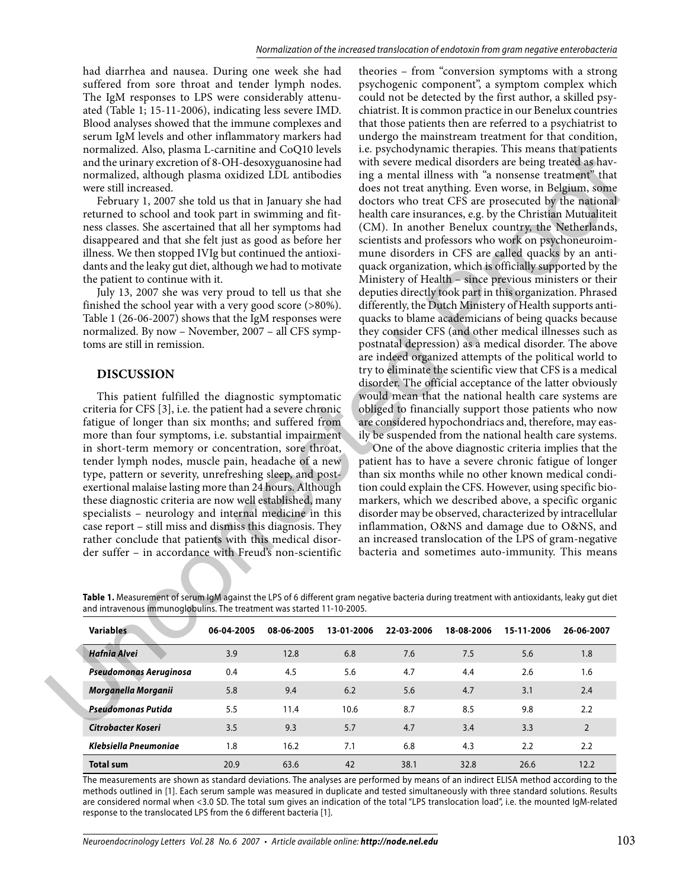had diarrhea and nausea. During one week she had suffered from sore throat and tender lymph nodes. The IgM responses to LPS were considerably attenuated (Table 1; 15-11-2006), indicating less severe IMD. Blood analyses showed that the immune complexes and serum IgM levels and other inflammatory markers had normalized. Also, plasma L-carnitine and CoQ10 levels and the urinary excretion of 8-OH-desoxyguanosine had normalized, although plasma oxidized LDL antibodies were still increased.

February 1, 2007 she told us that in January she had returned to school and took part in swimming and fitness classes. She ascertained that all her symptoms had disappeared and that she felt just as good as before her illness. We then stopped IVIg but continued the antioxidants and the leaky gut diet, although we had to motivate the patient to continue with it.

July 13, 2007 she was very proud to tell us that she finished the school year with a very good score (>80%). Table 1 (26-06-2007) shows that the IgM responses were normalized. By now – November, 2007 – all CFS symptoms are still in remission.

## DISCUSSION

This patient fulfilled the diagnostic symptomatic criteria for CFS [3], i.e. the patient had a severe chronic fatigue of longer than six months; and suffered from more than four symptoms, i.e. substantial impairment in short-term memory or concentration, sore throat, tender lymph nodes, muscle pain, headache of a new type, pattern or severity, unrefreshing sleep, and post-exertional malaise lasting more than 24 hours. Although these diagnostic criteria are now well established, many specialists – neurology and internal medicine in this case report – still miss and dismiss this diagnosis. They rather conclude that patients with this medical disorder suffer – in accordance with Freud's non-scientific theories – from "conversion symptoms with a strong psychogenic component", a symptom complex which could not be detected by the first author, a skilled psychiatrist. It is common practice in our Benelux countries that those patients then are referred to a psychiatrist to undergo the mainstream treatment for that condition, i.e. psychodynamic therapies. This means that patients with severe medical disorders are being treated as having a mental illness with "a nonsense treatment" that does not treat anything. Even worse, in Belgium, some doctors who treat CFS are prosecuted by the national health care insurances, e.g. by the Christian Mutualiteit (CM). In another Benelux country, the Netherlands, scientists and professors who work on psychoneuroimmune disorders in CFS are called quacks by an anti-quack organization, which is officially supported by the Ministry of Health – since previous ministers or their deputies directly took part in this organization. Phrased differently, the Dutch Ministry of Health supports anti-quacks to blame academicians of being quacks because they consider CFS (and other medical illnesses such as postnatal depression) as a medical disorder. The above are indeed organized attempts of the political world to try to eliminate the scientific view that CFS is a medical disorder. The official acceptance of the latter obviously would mean that the national health care systems are obliged to financially support those patients who now are considered hypochondriacs and, therefore, may easily be suspended from the national health care systems.

One of the above diagnostic criteria implies that the patient has to have a severe chronic fatigue of longer than six months while no other known medical condition could explain the CFS. However, using specific biomarkers, which we described above, a specific organic disorder may be observed, characterized by intracellular inflammation, O&NS and damage due to O&NS, and an increased translocation of the LPS of gram-negative bacteria and sometimes auto-immunity. This means

**Table 1.** Measurement of serum IgM against the LPS of 6 different gram negative bacteria during treatment with antioxidants, leaky gut diet and intravenous immunoglobulins. The treatment was started 11-10-2005.

| Variables | 06-04-2005 | 08-06-2005 | 13-01-2006 | 22-03-2006 | 18-08-2006 | 15-11-2006 | 26-06-2007 |
|---|---|---|---|---|---|---|---|
| ***Hafnia Alvei*** | 3.9 | 12.8 | 6.8 | 7.6 | 7.5 | 5.6 | 1.8 |
| ***Pseudomonas Aeruginosa*** | 0.4 | 4.5 | 5.6 | 4.7 | 4.4 | 2.6 | 1.6 |
| ***Morganella Morganii*** | 5.8 | 9.4 | 6.2 | 5.6 | 4.7 | 3.1 | 2.4 |
| ***Pseudomonas Putida*** | 5.5 | 11.4 | 10.6 | 8.7 | 8.5 | 9.8 | 2.2 |
| ***Citrobacter Koseri*** | 3.5 | 9.3 | 5.7 | 4.7 | 3.4 | 3.3 | 2 |
| ***Klebsiella Pneumoniae*** | 1.8 | 16.2 | 7.1 | 6.8 | 4.3 | 2.2 | 2.2 |
| **Total sum** | 20.9 | 63.6 | 42 | 38.1 | 32.8 | 26.6 | 12.2 |

The measurements are shown as standard deviations. The analyses are performed by means of an indirect ELISA method according to the methods outlined in [1]. Each serum sample was measured in duplicate and tested simultaneously with three standard solutions. Results are considered normal when <3.0 SD. The total sum gives an indication of the total "LPS translocation load", i.e. the mounted IgM-related response to the translocated LPS from the 6 different bacteria [1].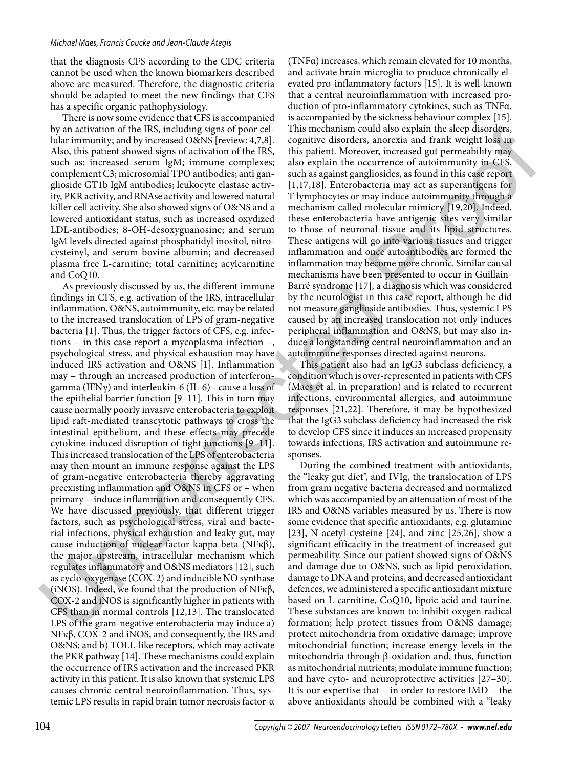that the diagnosis CFS according to the CDC criteria cannot be used when the known biomarkers described above are measured. Therefore, the diagnostic criteria should be adapted to meet the new findings that CFS has a specific organic pathophysiology.

There is now some evidence that CFS is accompanied by an activation of the IRS, including signs of poor cellular immunity; and by increased O&NS [review: 4,7,8]. Also, this patient showed signs of activation of the IRS, such as: increased serum IgM; immune complexes; complement C3; microsomial TPO antibodies; anti ganglioside GT1b IgM antibodies; leukocyte elastase activity, PKR activity, and RNAse activity and lowered natural killer cell activity. She also showed signs of O&NS and a lowered antioxidant status, such as increased oxydized LDL-antibodies; 8-OH-desoxyguanosine; and serum IgM levels directed against phosphatidyl inositol, nitrocysteinyl, and serum bovine albumin; and decreased plasma free L-carnitine; total carnitine; acylcarnitine and CoQ10.

As previously discussed by us, the different immune findings in CFS, e.g. activation of the IRS, intracellular inflammation, O&NS, autoimmunity, etc. may be related to the increased translocation of LPS of gram-negative bacteria [1]. Thus, the trigger factors of CFS, e.g. infections – in this case report a mycoplasma infection –, psychological stress, and physical exhaustion may have induced IRS activation and O&NS [1]. Inflammation may – through an increased production of interferon-gamma (IFNγ) and interleukin-6 (IL-6) - cause a loss of the epithelial barrier function [9–11]. This in turn may cause normally poorly invasive enterobacteria to exploit lipid raft-mediated transcytotic pathways to cross the intestinal epithelium, and these effects may precede cytokine-induced disruption of tight junctions [9–11]. This increased translocation of the LPS of enterobacteria may then mount an immune response against the LPS of gram-negative enterobacteria thereby aggravating preexisting inflammation and O&NS in CFS or – when primary – induce inflammation and consequently CFS. We have discussed previously, that different trigger factors, such as psychological stress, viral and bacterial infections, physical exhaustion and leaky gut, may cause induction of nuclear factor kappa beta (NFκβ), the major upstream, intracellular mechanism which regulates inflammatory and O&NS mediators [12], such as cyclo-oxygenase (COX-2) and inducible NO synthase (iNOS). Indeed, we found that the production of NFκβ, COX-2 and iNOS is significantly higher in patients with CFS than in normal controls [12,13]. The translocated LPS of the gram-negative enterobacteria may induce a) NFκβ, COX-2 and iNOS, and consequently, the IRS and O&NS; and b) TOLL-like receptors, which may activate the PKR pathway [14]. These mechanisms could explain the occurrence of IRS activation and the increased PKR activity in this patient. It is also known that systemic LPS causes chronic central neuroinflammation. Thus, systemic LPS results in rapid brain tumor necrosis factor-α (TNFα) increases, which remain elevated for 10 months, and activate brain microglia to produce chronically elevated pro-inflammatory factors [15]. It is well-known that a central neuroinflammation with increased production of pro-inflammatory cytokines, such as TNFα, is accompanied by the sickness behaviour complex [15]. This mechanism could also explain the sleep disorders, cognitive disorders, anorexia and frank weight loss in this patient. Moreover, increased gut permeability may also explain the occurrence of autoimmunity in CFS, such as against gangliosides, as found in this case report [1,17,18]. Enterobacteria may act as superantigens for T lymphocytes or may induce autoimmunity through a mechanism called molecular mimicry [19,20]. Indeed, these enterobacteria have antigenic sites very similar to those of neuronal tissue and its lipid structures. These antigens will go into various tissues and trigger inflammation and once autoantibodies are formed the inflammation may become more chronic. Similar causal mechanisms have been presented to occur in Guillain-Barré syndrome [17], a diagnosis which was considered by the neurologist in this case report, although he did not measure ganglioside antibodies. Thus, systemic LPS caused by an increased translocation not only induces peripheral inflammation and O&NS, but may also induce a longstanding central neuroinflammation and an autoimmune responses directed against neurons.

This patient also had an IgG3 subclass deficiency, a condition which is over-represented in patients with CFS (Maes et al. in preparation) and is related to recurrent infections, environmental allergies, and autoimmune responses [21,22]. Therefore, it may be hypothesized that the IgG3 subclass deficiency had increased the risk to develop CFS since it induces an increased propensity towards infections, IRS activation and autoimmune responses.

During the combined treatment with antioxidants, the "leaky gut diet", and IVIg, the translocation of LPS from gram negative bacteria decreased and normalized which was accompanied by an attenuation of most of the IRS and O&NS variables measured by us. There is now some evidence that specific antioxidants, e.g. glutamine [23], N-acetyl-cysteine [24], and zinc [25,26], show a significant efficacy in the treatment of increased gut permeability. Since our patient showed signs of O&NS and damage due to O&NS, such as lipid peroxidation, damage to DNA and proteins, and decreased antioxidant defences, we administered a specific antioxidant mixture based on L-carnitine, CoQ10, lipoic acid and taurine. These substances are known to: inhibit oxygen radical formation; help protect tissues from O&NS damage; protect mitochondria from oxidative damage; improve mitochondrial function; increase energy levels in the mitochondria through β-oxidation and, thus, function as mitochondrial nutrients; modulate immune function; and have cyto- and neuroprotective activities [27–30]. It is our expertise that – in order to restore IMD – the above antioxidants should be combined with a "leaky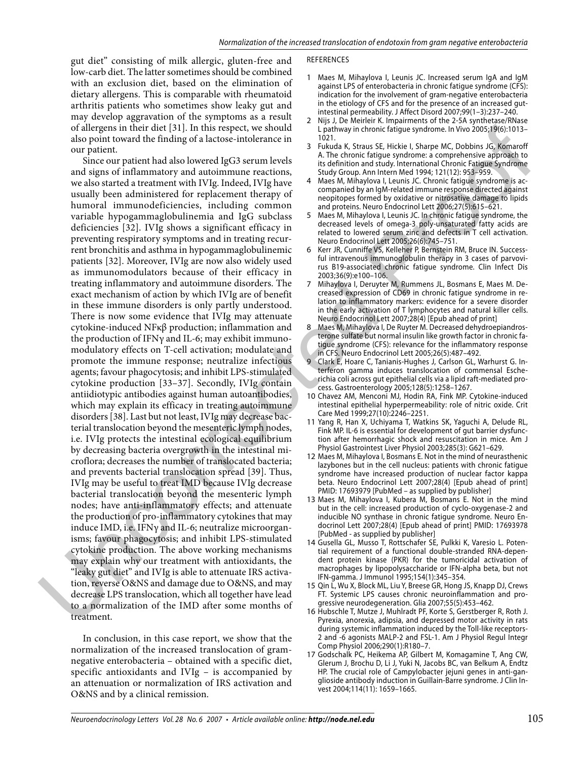gut diet" consisting of milk allergic, gluten-free and low-carb diet. The latter sometimes should be combined with an exclusion diet, based on the elimination of dietary allergens. This is comparable with rheumatoid arthritis patients who sometimes show leaky gut and may develop aggravation of the symptoms as a result of allergens in their diet [31]. In this respect, we should also point toward the finding of a lactose-intolerance in our patient.

Since our patient had also lowered IgG3 serum levels and signs of inflammatory and autoimmune reactions, we also started a treatment with IVIg. Indeed, IVIg have usually been administered for replacement therapy of humoral immunodeficiencies, including common variable hypogammaglobulinemia and IgG subclass deficiencies [32]. IVIg shows a significant efficacy in preventing respiratory symptoms and in treating recurrent bronchitis and asthma in hypogammaglobulinemic patients [32]. Moreover, IVIg are now also widely used as immunomodulators because of their efficacy in treating inflammatory and autoimmune disorders. The exact mechanism of action by which IVIg are of benefit in these immune disorders is only partly understood. There is now some evidence that IVIg may attenuate cytokine-induced NFκβ production; inflammation and the production of IFNγ and IL-6; may exhibit immunomodulatory effects on T-cell activation; modulate and promote the immune response; neutralize infectious agents; favour phagocytosis; and inhibit LPS-stimulated cytokine production [33–37]. Secondly, IVIg contain antiidiotypic antibodies against human autoantibodies, which may explain its efficacy in treating autoimmune disorders [38]. Last but not least, IVIg may decrease bacterial translocation beyond the mesenteric lymph nodes, i.e. IVIg protects the intestinal ecological equilibrium by decreasing bacteria overgrowth in the intestinal microflora; decreases the number of translocated bacteria; and prevents bacterial translocation spread [39]. Thus, IVIg may be useful to treat IMD because IVIg decrease bacterial translocation beyond the mesenteric lymph nodes; have anti-inflammatory effects; and attenuate the production of pro-inflammatory cytokines that may induce IMD, i.e. IFNγ and IL-6; neutralize microorganisms; favour phagocytosis; and inhibit LPS-stimulated cytokine production. The above working mechanisms may explain why our treatment with antioxidants, the "leaky gut diet" and IVIg is able to attenuate IRS activation, reverse O&NS and damage due to O&NS, and may decrease LPS translocation, which all together have lead to a normalization of the IMD after some months of treatment.

In conclusion, in this case report, we show that the normalization of the increased translocation of gram-negative enterobacteria – obtained with a specific diet, specific antioxidants and IVIg – is accompanied by an attenuation or normalization of IRS activation and O&NS and by a clinical remission.

## REFERENCES

1. Maes M, Mihaylova I, Leunis JC. Increased serum IgA and IgM against LPS of enterobacteria in chronic fatigue syndrome (CFS): indication for the involvement of gram-negative enterobacteria in the etiology of CFS and for the presence of an increased gut-intestinal permeability. J Affect Disord 2007;99(1–3):237–240.
2. Nijs J, De Meirleir K. Impairments of the 2-5A synthetase/RNase L pathway in chronic fatigue syndrome. In Vivo 2005;19(6):1013–1021.
3. Fukuda K, Straus SE, Hickie I, Sharpe MC, Dobbins JG, Komaroff A. The chronic fatigue syndrome: a comprehensive approach to its definition and study. International Chronic Fatigue Syndrome Study Group. Ann Intern Med 1994; 121(12): 953–959.
4. Maes M, Mihaylova I, Leunis JC. Chronic fatigue syndrome is accompanied by an IgM-related immune response directed against neopitopes formed by oxidative or nitrosative damage to lipids and proteins. Neuro Endocrinol Lett 2006;27(5):615–621.
5. Maes M, Mihaylova I, Leunis JC. In chronic fatigue syndrome, the decreased levels of omega-3 poly-unsaturated fatty acids are related to lowered serum zinc and defects in T cell activation. Neuro Endocrinol Lett 2005;26(6):745–751.
6. Kerr JR, Cunniffe VS, Kelleher P, Bernstein RM, Bruce IN. Successful intravenous immunoglobulin therapy in 3 cases of parvovirus B19-associated chronic fatigue syndrome. Clin Infect Dis 2003;36(9):e100–106.
7. Mihaylova I, Deruyter M, Rummens JL, Bosmans E, Maes M. Decreased expression of CD69 in chronic fatigue syndrome in relation to inflammatory markers: evidence for a severe disorder in the early activation of T lymphocytes and natural killer cells. Neuro Endocrinol Lett 2007;28(4) [Epub ahead of print]
8. Maes M, Mihaylova I, De Ruyter M. Decreased dehydroepiandrosterone sulfate but normal insulin like growth factor in chronic fatigue syndrome (CFS): relevance for the inflammatory response in CFS. Neuro Endocrinol Lett 2005;26(5):487–492.
9. Clark E, Hoare C, Tanianis-Hughes J, Carlson GL, Warhurst G. Interferon gamma induces translocation of commensal Escherichia coli across gut epithelial cells via a lipid raft-mediated process. Gastroenterology 2005;128(5):1258–1267.
10. Chavez AM, Menconi MJ, Hodin RA, Fink MP. Cytokine-induced intestinal epithelial hyperpermeability: role of nitric oxide. Crit Care Med 1999;27(10):2246–2251.
11. Yang R, Han X, Uchiyama T, Watkins SK, Yaguchi A, Delude RL, Fink MP. IL-6 is essential for development of gut barrier dysfunction after hemorrhagic shock and resuscitation in mice. Am J Physiol Gastrointest Liver Physiol 2003;285(3): G621–629.
12. Maes M, Mihaylova I, Bosmans E. Not in the mind of neurasthenic lazybones but in the cell nucleus: patients with chronic fatigue syndrome have increased production of nuclear factor kappa beta. Neuro Endocrinol Lett 2007;28(4) [Epub ahead of print] PMID: 17693979 [PubMed – as supplied by publisher]
13. Maes M, Mihaylova I, Kubera M, Bosmans E. Not in the mind but in the cell: increased production of cyclo-oxygenase-2 and inducible NO synthase in chronic fatigue syndrome. Neuro Endocrinol Lett 2007;28(4) [Epub ahead of print] PMID: 17693978 [PubMed - as supplied by publisher]
14. Gusella GL, Musso T, Rottschafer SE, Pulkki K, Varesio L. Potential requirement of a functional double-stranded RNA-dependent protein kinase (PKR) for the tumoricidal activation of macrophages by lipopolysaccharide or IFN-alpha beta, but not IFN-gamma. J Immunol 1995;154(1):345–354.
15. Qin L, Wu X, Block ML, Liu Y, Breese GR, Hong JS, Knapp DJ, Crews FT. Systemic LPS causes chronic neuroinflammation and progressive neurodegeneration. Glia 2007;55(5):453–462.
16. Hubschle T, Mutze J, Muhlradt PF, Korte S, Gerstberger R, Roth J. Pyrexia, anorexia, adipsia, and depressed motor activity in rats during systemic inflammation induced by the Toll-like receptors-2 and -6 agonists MALP-2 and FSL-1. Am J Physiol Regul Integr Comp Physiol 2006;290(1):R180–7.
17. Godschalk PC, Heikema AP, Gilbert M, Komagamine T, Ang CW, Glerum J, Brochu D, Li J, Yuki N, Jacobs BC, van Belkum A, Endtz HP. The crucial role of Campylobacter jejuni genes in anti-ganglioside antibody induction in Guillain-Barre syndrome. J Clin Invest 2004;114(11): 1659–1665.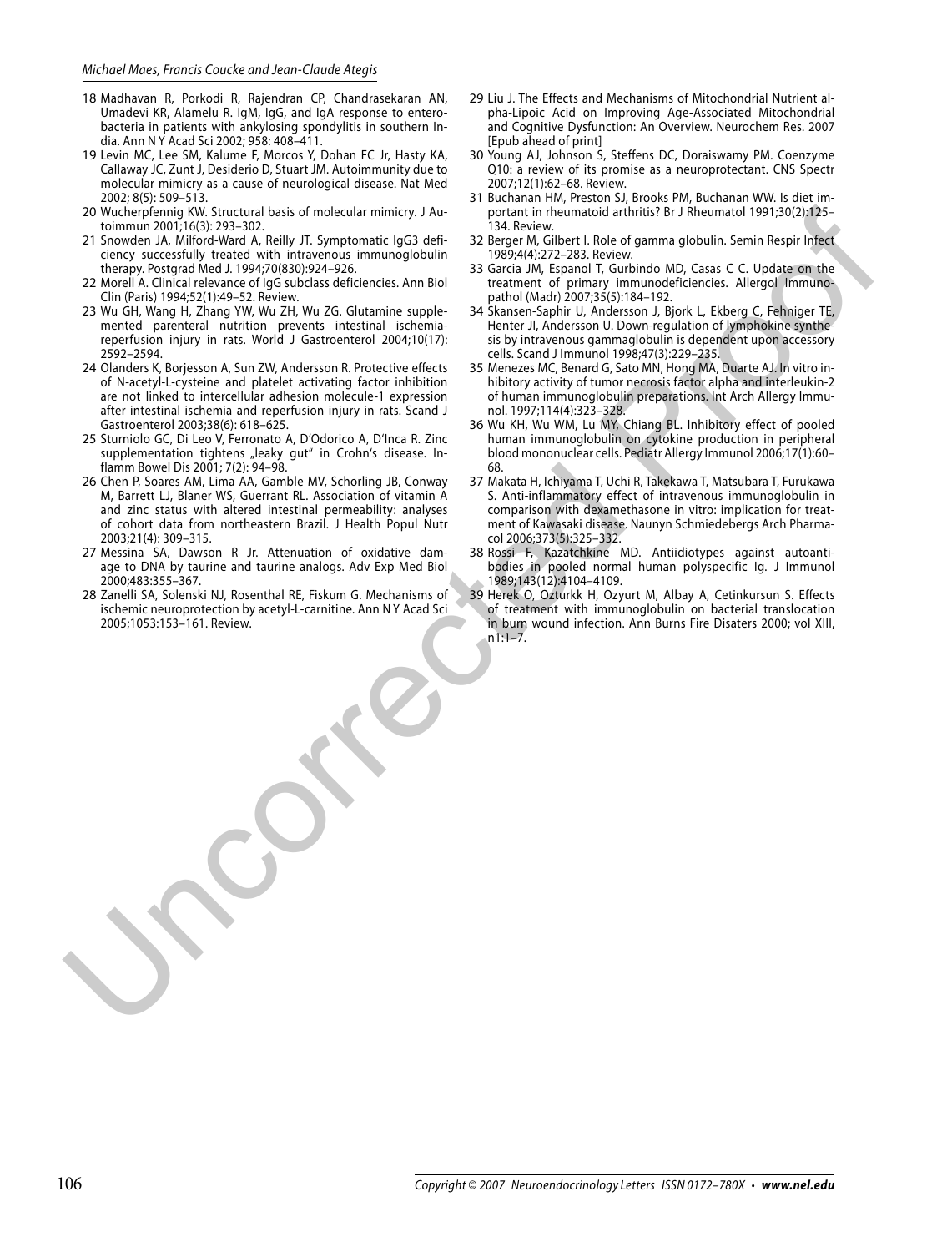18 Madhavan R, Porkodi R, Rajendran CP, Chandrasekaran AN, Umadevi KR, Alamelu R. IgM, IgG, and IgA response to enterobacteria in patients with ankylosing spondylitis in southern India. Ann N Y Acad Sci 2002; 958: 408–411.

19 Levin MC, Lee SM, Kalume F, Morcos Y, Dohan FC Jr, Hasty KA, Callaway JC, Zunt J, Desiderio D, Stuart JM. Autoimmunity due to molecular mimicry as a cause of neurological disease. Nat Med 2002; 8(5): 509–513.

20 Wucherpfennig KW. Structural basis of molecular mimicry. J Autoimmun 2001;16(3): 293–302.

21 Snowden JA, Milford-Ward A, Reilly JT. Symptomatic IgG3 deficiency successfully treated with intravenous immunoglobulin therapy. Postgrad Med J. 1994;70(830):924–926.

22 Morell A. Clinical relevance of IgG subclass deficiencies. Ann Biol Clin (Paris) 1994;52(1):49–52. Review.

23 Wu GH, Wang H, Zhang YW, Wu ZH, Wu ZG. Glutamine supplemented parenteral nutrition prevents intestinal ischemia-reperfusion injury in rats. World J Gastroenterol 2004;10(17): 2592–2594.

24 Olanders K, Borjesson A, Sun ZW, Andersson R. Protective effects of N-acetyl-L-cysteine and platelet activating factor inhibition are not linked to intercellular adhesion molecule-1 expression after intestinal ischemia and reperfusion injury in rats. Scand J Gastroenterol 2003;38(6): 618–625.

25 Sturniolo GC, Di Leo V, Ferronato A, D'Odorico A, D'Inca R. Zinc supplementation tightens „leaky gut" in Crohn's disease. Inflamm Bowel Dis 2001; 7(2): 94–98.

26 Chen P, Soares AM, Lima AA, Gamble MV, Schorling JB, Conway M, Barrett LJ, Blaner WS, Guerrant RL. Association of vitamin A and zinc status with altered intestinal permeability: analyses of cohort data from northeastern Brazil. J Health Popul Nutr 2003;21(4): 309–315.

27 Messina SA, Dawson R Jr. Attenuation of oxidative damage to DNA by taurine and taurine analogs. Adv Exp Med Biol 2000;483:355–367.

28 Zanelli SA, Solenski NJ, Rosenthal RE, Fiskum G. Mechanisms of ischemic neuroprotection by acetyl-L-carnitine. Ann N Y Acad Sci 2005;1053:153–161. Review.

29 Liu J. The Effects and Mechanisms of Mitochondrial Nutrient alpha-Lipoic Acid on Improving Age-Associated Mitochondrial and Cognitive Dysfunction: An Overview. Neurochem Res. 2007 [Epub ahead of print]

30 Young AJ, Johnson S, Steffens DC, Doraiswamy PM. Coenzyme Q10: a review of its promise as a neuroprotectant. CNS Spectr 2007;12(1):62–68. Review.

31 Buchanan HM, Preston SJ, Brooks PM, Buchanan WW. Is diet important in rheumatoid arthritis? Br J Rheumatol 1991;30(2):125–134. Review.

32 Berger M, Gilbert I. Role of gamma globulin. Semin Respir Infect 1989;4(4):272–283. Review.

33 Garcia JM, Espanol T, Gurbindo MD, Casas C C. Update on the treatment of primary immunodeficiencies. Allergol Immunopathol (Madr) 2007;35(5):184–192.

34 Skansen-Saphir U, Andersson J, Bjork L, Ekberg C, Fehniger TE, Henter JI, Andersson U. Down-regulation of lymphokine synthesis by intravenous gammaglobulin is dependent upon accessory cells. Scand J Immunol 1998;47(3):229–235.

35 Menezes MC, Benard G, Sato MN, Hong MA, Duarte AJ. In vitro inhibitory activity of tumor necrosis factor alpha and interleukin-2 of human immunoglobulin preparations. Int Arch Allergy Immunol. 1997;114(4):323–328.

36 Wu KH, Wu WM, Lu MY, Chiang BL. Inhibitory effect of pooled human immunoglobulin on cytokine production in peripheral blood mononuclear cells. Pediatr Allergy Immunol 2006;17(1):60–68.

37 Makata H, Ichiyama T, Uchi R, Takekawa T, Matsubara T, Furukawa S. Anti-inflammatory effect of intravenous immunoglobulin in comparison with dexamethasone in vitro: implication for treatment of Kawasaki disease. Naunyn Schmiedebergs Arch Pharmacol 2006;373(5):325–332.

38 Rossi F, Kazatchkine MD. Antiidiotypes against autoantibodies in pooled normal human polyspecific Ig. J Immunol 1989;143(12):4104–4109.

39 Herek O, Ozturkk H, Ozyurt M, Albay A, Cetinkursun S. Effects of treatment with immunoglobulin on bacterial translocation in burn wound infection. Ann Burns Fire Disaters 2000; vol XIII, n1:1–7.